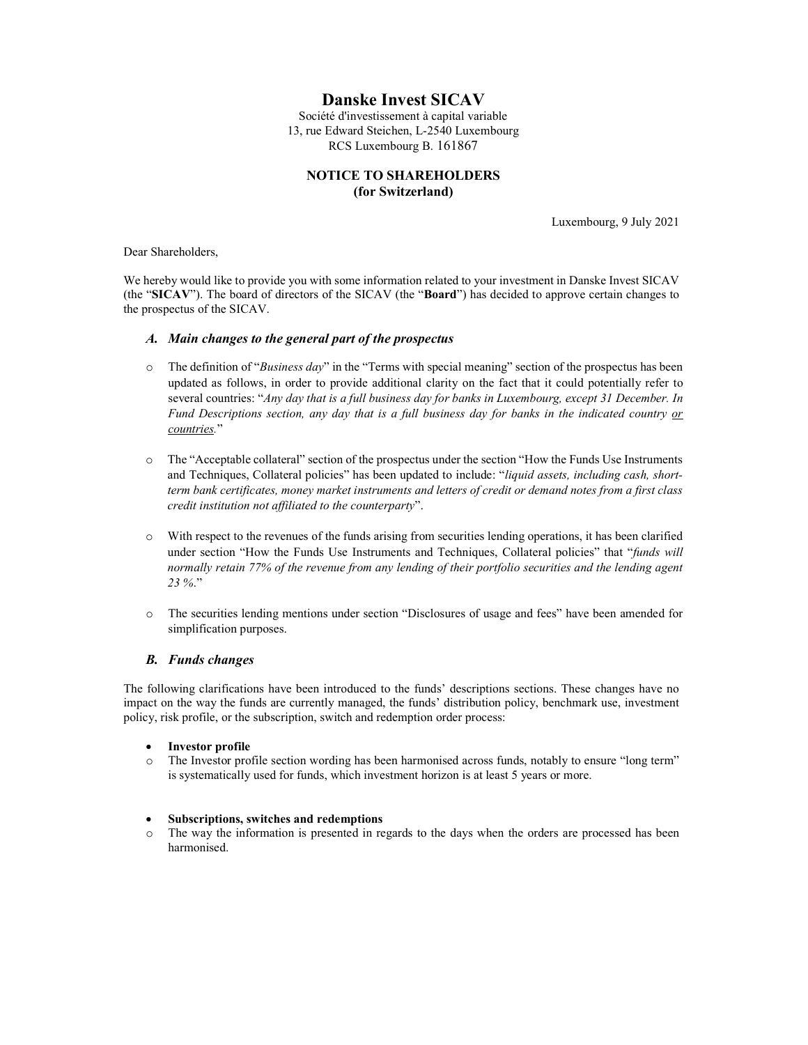# Danske Invest SICAV

Société d'investissement à capital variable
13, rue Edward Steichen, L-2540 Luxembourg
RCS Luxembourg B. 161867

**NOTICE TO SHAREHOLDERS**
**(for Switzerland)**

Luxembourg, 9 July 2021

Dear Shareholders,

We hereby would like to provide you with some information related to your investment in Danske Invest SICAV (the "**SICAV**"). The board of directors of the SICAV (the "**Board**") has decided to approve certain changes to the prospectus of the SICAV.

### *A. Main changes to the general part of the prospectus*

- The definition of "*Business day*" in the "Terms with special meaning" section of the prospectus has been updated as follows, in order to provide additional clarity on the fact that it could potentially refer to several countries: "*Any day that is a full business day for banks in Luxembourg, except 31 December. In Fund Descriptions section, any day that is a full business day for banks in the indicated country <u>or countries</u>.*"

- The "Acceptable collateral" section of the prospectus under the section "How the Funds Use Instruments and Techniques, Collateral policies" has been updated to include: "*liquid assets, including cash, short-term bank certificates, money market instruments and letters of credit or demand notes from a first class credit institution not affiliated to the counterparty*".

- With respect to the revenues of the funds arising from securities lending operations, it has been clarified under section "How the Funds Use Instruments and Techniques, Collateral policies" that "*funds will normally retain 77% of the revenue from any lending of their portfolio securities and the lending agent 23 %.*"

- The securities lending mentions under section "Disclosures of usage and fees" have been amended for simplification purposes.

### *B. Funds changes*

The following clarifications have been introduced to the funds' descriptions sections. These changes have no impact on the way the funds are currently managed, the funds' distribution policy, benchmark use, investment policy, risk profile, or the subscription, switch and redemption order process:

- **Investor profile**
  - The Investor profile section wording has been harmonised across funds, notably to ensure "long term" is systematically used for funds, which investment horizon is at least 5 years or more.

- **Subscriptions, switches and redemptions**
  - The way the information is presented in regards to the days when the orders are processed has been harmonised.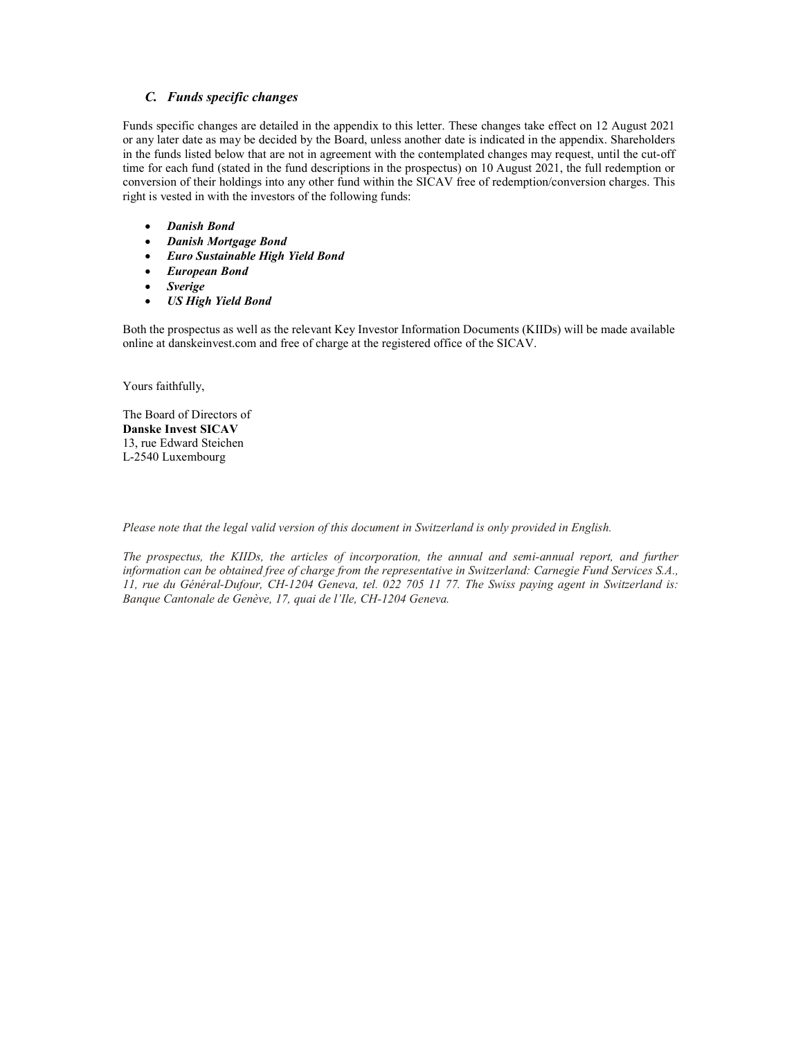### *C. Funds specific changes*

Funds specific changes are detailed in the appendix to this letter. These changes take effect on 12 August 2021 or any later date as may be decided by the Board, unless another date is indicated in the appendix. Shareholders in the funds listed below that are not in agreement with the contemplated changes may request, until the cut-off time for each fund (stated in the fund descriptions in the prospectus) on 10 August 2021, the full redemption or conversion of their holdings into any other fund within the SICAV free of redemption/conversion charges. This right is vested in with the investors of the following funds:

- ***Danish Bond***
- ***Danish Mortgage Bond***
- ***Euro Sustainable High Yield Bond***
- ***European Bond***
- ***Sverige***
- ***US High Yield Bond***

Both the prospectus as well as the relevant Key Investor Information Documents (KIIDs) will be made available online at danskeinvest.com and free of charge at the registered office of the SICAV.

Yours faithfully,

The Board of Directors of
**Danske Invest SICAV**
13, rue Edward Steichen
L-2540 Luxembourg

*Please note that the legal valid version of this document in Switzerland is only provided in English.*

*The prospectus, the KIIDs, the articles of incorporation, the annual and semi-annual report, and further information can be obtained free of charge from the representative in Switzerland: Carnegie Fund Services S.A., 11, rue du Général-Dufour, CH-1204 Geneva, tel. 022 705 11 77. The Swiss paying agent in Switzerland is: Banque Cantonale de Genève, 17, quai de l'Ile, CH-1204 Geneva.*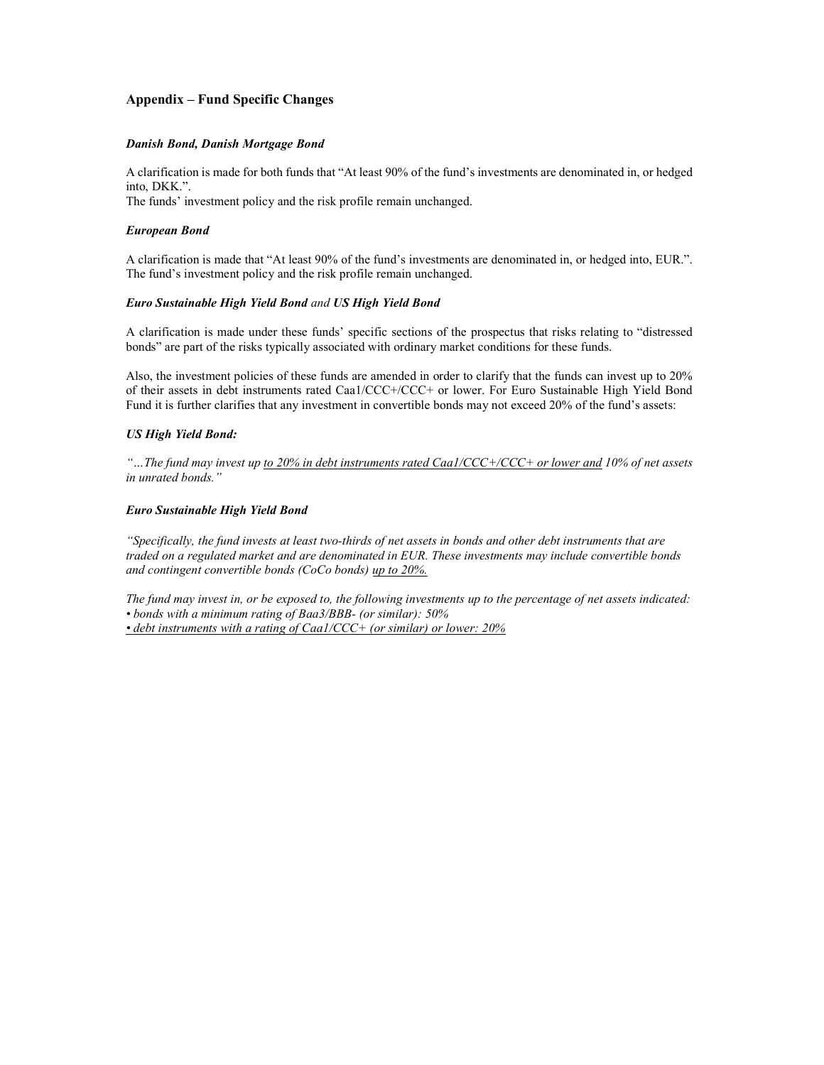## Appendix – Fund Specific Changes

### *Danish Bond, Danish Mortgage Bond*

A clarification is made for both funds that "At least 90% of the fund's investments are denominated in, or hedged into, DKK.".
The funds' investment policy and the risk profile remain unchanged.

### *European Bond*

A clarification is made that "At least 90% of the fund's investments are denominated in, or hedged into, EUR.".
The fund's investment policy and the risk profile remain unchanged.

### *Euro Sustainable High Yield Bond and US High Yield Bond*

A clarification is made under these funds' specific sections of the prospectus that risks relating to "distressed bonds" are part of the risks typically associated with ordinary market conditions for these funds.

Also, the investment policies of these funds are amended in order to clarify that the funds can invest up to 20% of their assets in debt instruments rated Caa1/CCC+/CCC+ or lower. For Euro Sustainable High Yield Bond Fund it is further clarifies that any investment in convertible bonds may not exceed 20% of the fund's assets:

### *US High Yield Bond:*

*"…The fund may invest up <u>to 20% in debt instruments rated Caa1/CCC+/CCC+ or lower and</u> 10% of net assets in unrated bonds."*

### *Euro Sustainable High Yield Bond*

*"Specifically, the fund invests at least two-thirds of net assets in bonds and other debt instruments that are traded on a regulated market and are denominated in EUR. These investments may include convertible bonds and contingent convertible bonds (CoCo bonds) <u>up to 20%.</u>*

*The fund may invest in, or be exposed to, the following investments up to the percentage of net assets indicated:*
*• bonds with a minimum rating of Baa3/BBB- (or similar): 50%*
*<u>• debt instruments with a rating of Caa1/CCC+ (or similar) or lower: 20%</u>*